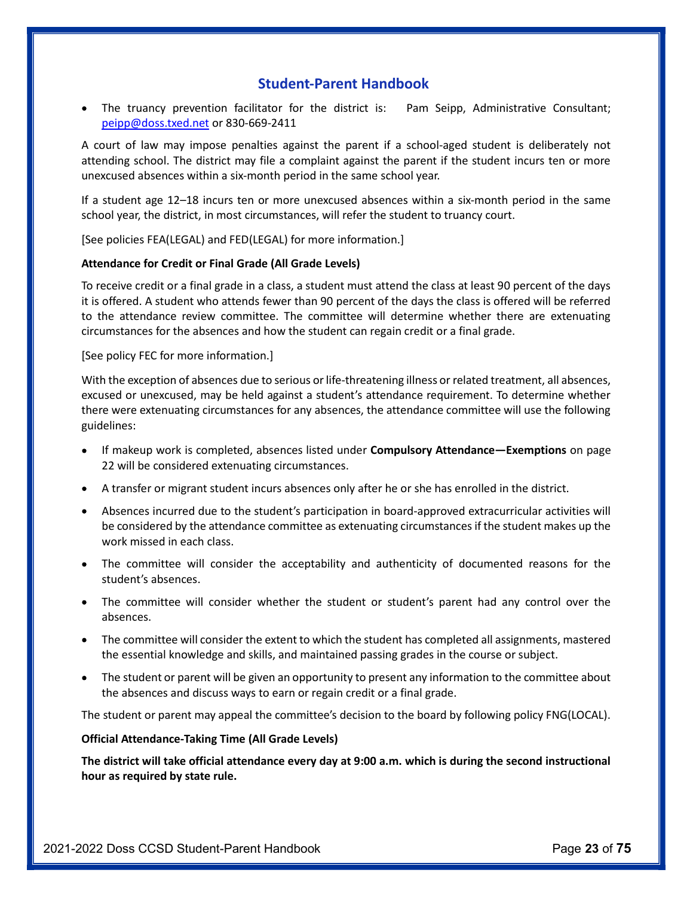- The truancy prevention facilitator for the district is: Pam Seipp, Administrative Consultant; peipp@doss.txed.net or 830-669-2411

A court of law may impose penalties against the parent if a school-aged student is deliberately not attending school. The district may file a complaint against the parent if the student incurs ten or more unexcused absences within a six-month period in the same school year.

If a student age 12–18 incurs ten or more unexcused absences within a six-month period in the same school year, the district, in most circumstances, will refer the student to truancy court.

[See policies FEA(LEGAL) and FED(LEGAL) for more information.]

**Attendance for Credit or Final Grade (All Grade Levels)**

To receive credit or a final grade in a class, a student must attend the class at least 90 percent of the days it is offered. A student who attends fewer than 90 percent of the days the class is offered will be referred to the attendance review committee. The committee will determine whether there are extenuating circumstances for the absences and how the student can regain credit or a final grade.

[See policy FEC for more information.]

With the exception of absences due to serious or life-threatening illness or related treatment, all absences, excused or unexcused, may be held against a student's attendance requirement. To determine whether there were extenuating circumstances for any absences, the attendance committee will use the following guidelines:

- If makeup work is completed, absences listed under **Compulsory Attendance—Exemptions** on page 22 will be considered extenuating circumstances.
- A transfer or migrant student incurs absences only after he or she has enrolled in the district.
- Absences incurred due to the student's participation in board-approved extracurricular activities will be considered by the attendance committee as extenuating circumstances if the student makes up the work missed in each class.
- The committee will consider the acceptability and authenticity of documented reasons for the student's absences.
- The committee will consider whether the student or student's parent had any control over the absences.
- The committee will consider the extent to which the student has completed all assignments, mastered the essential knowledge and skills, and maintained passing grades in the course or subject.
- The student or parent will be given an opportunity to present any information to the committee about the absences and discuss ways to earn or regain credit or a final grade.

The student or parent may appeal the committee's decision to the board by following policy FNG(LOCAL).

**Official Attendance-Taking Time (All Grade Levels)**

**The district will take official attendance every day at 9:00 a.m. which is during the second instructional hour as required by state rule.**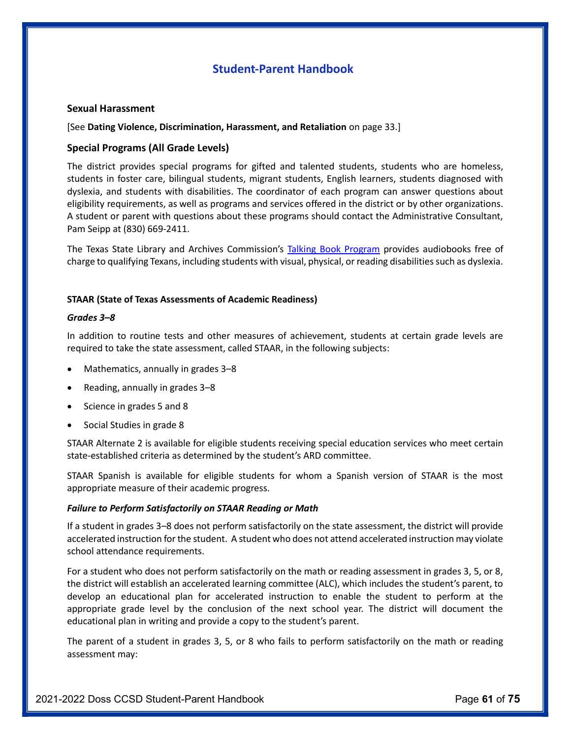# Student-Parent Handbook

### Sexual Harassment

[See **Dating Violence, Discrimination, Harassment, and Retaliation** on page 33.]

### Special Programs (All Grade Levels)

The district provides special programs for gifted and talented students, students who are homeless, students in foster care, bilingual students, migrant students, English learners, students diagnosed with dyslexia, and students with disabilities. The coordinator of each program can answer questions about eligibility requirements, as well as programs and services offered in the district or by other organizations. A student or parent with questions about these programs should contact the Administrative Consultant, Pam Seipp at (830) 669-2411.

The Texas State Library and Archives Commission's Talking Book Program provides audiobooks free of charge to qualifying Texans, including students with visual, physical, or reading disabilities such as dyslexia.

#### STAAR (State of Texas Assessments of Academic Readiness)

***Grades 3–8***

In addition to routine tests and other measures of achievement, students at certain grade levels are required to take the state assessment, called STAAR, in the following subjects:

- Mathematics, annually in grades 3–8
- Reading, annually in grades 3–8
- Science in grades 5 and 8
- Social Studies in grade 8

STAAR Alternate 2 is available for eligible students receiving special education services who meet certain state-established criteria as determined by the student's ARD committee.

STAAR Spanish is available for eligible students for whom a Spanish version of STAAR is the most appropriate measure of their academic progress.

***Failure to Perform Satisfactorily on STAAR Reading or Math***

If a student in grades 3–8 does not perform satisfactorily on the state assessment, the district will provide accelerated instruction for the student. A student who does not attend accelerated instruction may violate school attendance requirements.

For a student who does not perform satisfactorily on the math or reading assessment in grades 3, 5, or 8, the district will establish an accelerated learning committee (ALC), which includes the student's parent, to develop an educational plan for accelerated instruction to enable the student to perform at the appropriate grade level by the conclusion of the next school year. The district will document the educational plan in writing and provide a copy to the student's parent.

The parent of a student in grades 3, 5, or 8 who fails to perform satisfactorily on the math or reading assessment may: